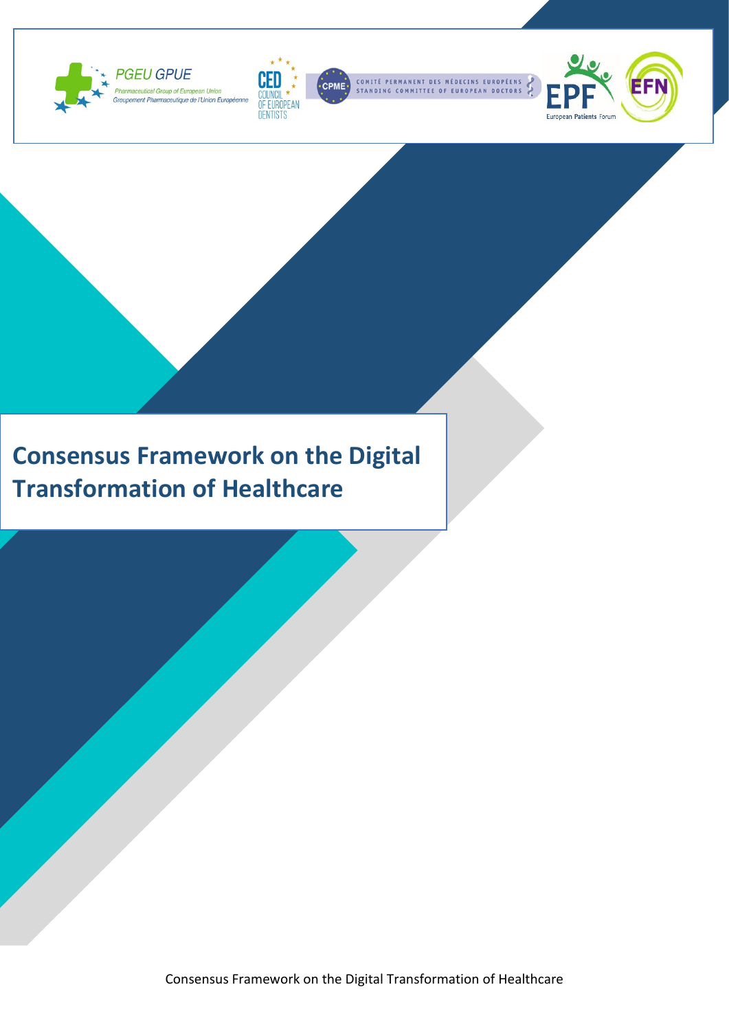# Consensus Framework on the Digital Transformation of Healthcare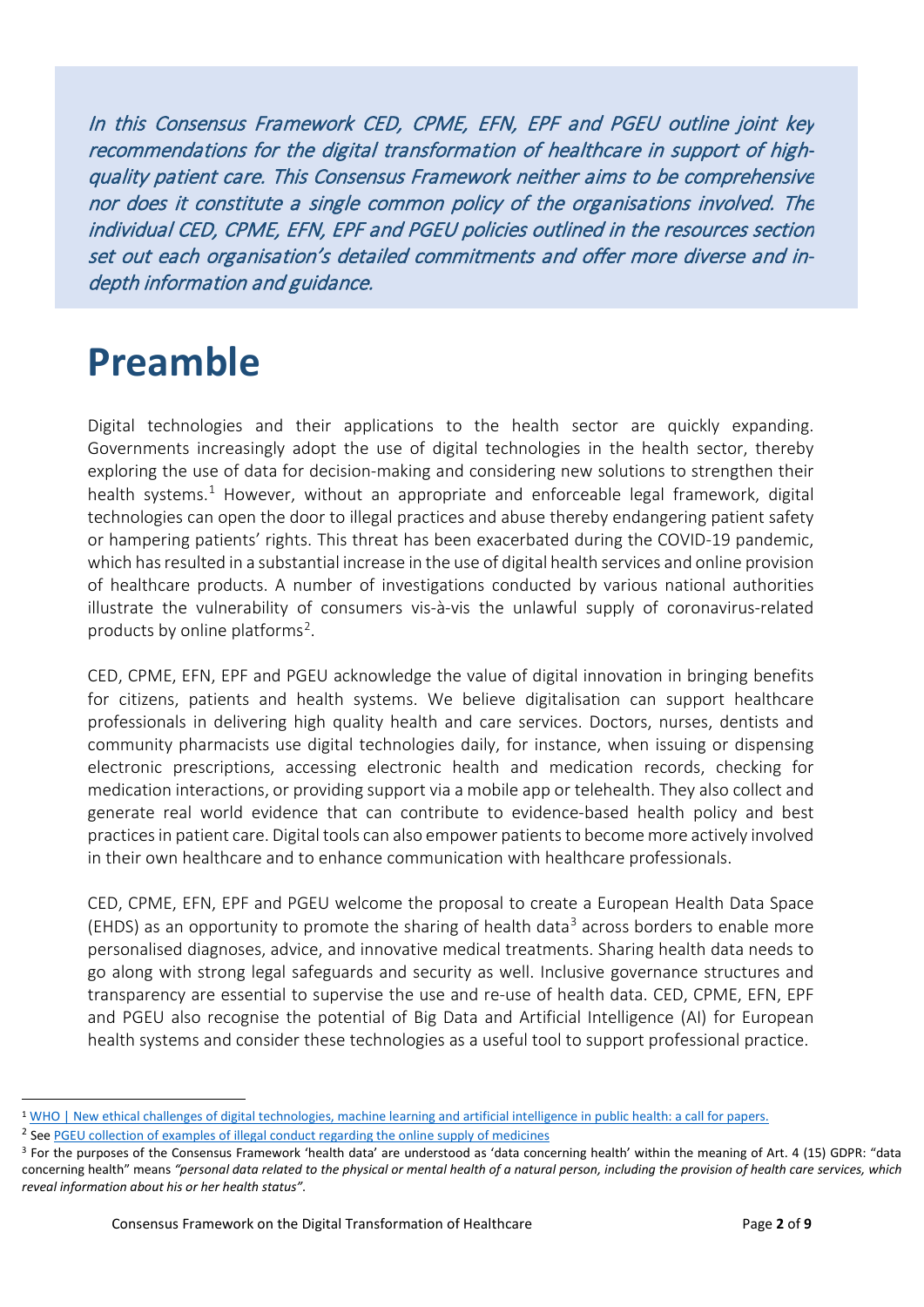*In this Consensus Framework CED, CPME, EFN, EPF and PGEU outline joint key recommendations for the digital transformation of healthcare in support of high-quality patient care. This Consensus Framework neither aims to be comprehensive nor does it constitute a single common policy of the organisations involved. The individual CED, CPME, EFN, EPF and PGEU policies outlined in the resources section set out each organisation's detailed commitments and offer more diverse and in-depth information and guidance.*

# Preamble

Digital technologies and their applications to the health sector are quickly expanding. Governments increasingly adopt the use of digital technologies in the health sector, thereby exploring the use of data for decision-making and considering new solutions to strengthen their health systems.[1] However, without an appropriate and enforceable legal framework, digital technologies can open the door to illegal practices and abuse thereby endangering patient safety or hampering patients' rights. This threat has been exacerbated during the COVID-19 pandemic, which has resulted in a substantial increase in the use of digital health services and online provision of healthcare products. A number of investigations conducted by various national authorities illustrate the vulnerability of consumers vis-à-vis the unlawful supply of coronavirus-related products by online platforms[2].

CED, CPME, EFN, EPF and PGEU acknowledge the value of digital innovation in bringing benefits for citizens, patients and health systems. We believe digitalisation can support healthcare professionals in delivering high quality health and care services. Doctors, nurses, dentists and community pharmacists use digital technologies daily, for instance, when issuing or dispensing electronic prescriptions, accessing electronic health and medication records, checking for medication interactions, or providing support via a mobile app or telehealth. They also collect and generate real world evidence that can contribute to evidence-based health policy and best practices in patient care. Digital tools can also empower patients to become more actively involved in their own healthcare and to enhance communication with healthcare professionals.

CED, CPME, EFN, EPF and PGEU welcome the proposal to create a European Health Data Space (EHDS) as an opportunity to promote the sharing of health data[3] across borders to enable more personalised diagnoses, advice, and innovative medical treatments. Sharing health data needs to go along with strong legal safeguards and security as well. Inclusive governance structures and transparency are essential to supervise the use and re-use of health data. CED, CPME, EFN, EPF and PGEU also recognise the potential of Big Data and Artificial Intelligence (AI) for European health systems and consider these technologies as a useful tool to support professional practice.

---

[1] WHO | New ethical challenges of digital technologies, machine learning and artificial intelligence in public health: a call for papers.

[2] See PGEU collection of examples of illegal conduct regarding the online supply of medicines

[3] For the purposes of the Consensus Framework 'health data' are understood as 'data concerning health' within the meaning of Art. 4 (15) GDPR: "data concerning health" means *"personal data related to the physical or mental health of a natural person, including the provision of health care services, which reveal information about his or her health status".*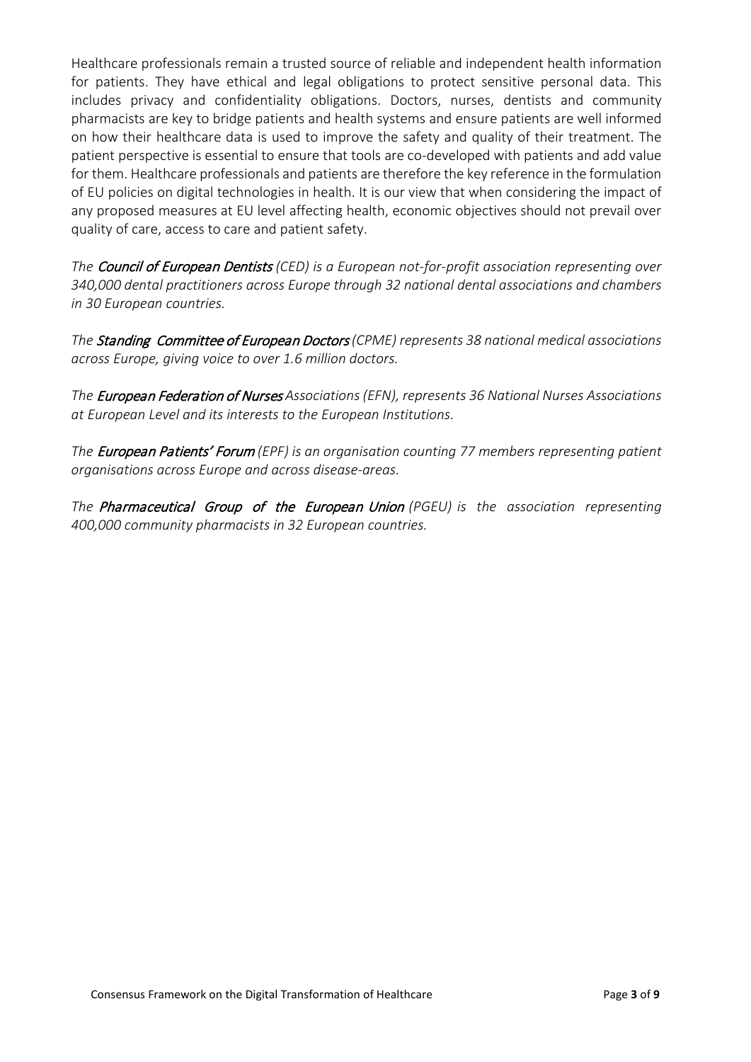Healthcare professionals remain a trusted source of reliable and independent health information for patients. They have ethical and legal obligations to protect sensitive personal data. This includes privacy and confidentiality obligations. Doctors, nurses, dentists and community pharmacists are key to bridge patients and health systems and ensure patients are well informed on how their healthcare data is used to improve the safety and quality of their treatment. The patient perspective is essential to ensure that tools are co-developed with patients and add value for them. Healthcare professionals and patients are therefore the key reference in the formulation of EU policies on digital technologies in health. It is our view that when considering the impact of any proposed measures at EU level affecting health, economic objectives should not prevail over quality of care, access to care and patient safety.

*The **Council of European Dentists** (CED) is a European not-for-profit association representing over 340,000 dental practitioners across Europe through 32 national dental associations and chambers in 30 European countries.*

*The **Standing Committee of European Doctors** (CPME) represents 38 national medical associations across Europe, giving voice to over 1.6 million doctors.*

*The **European Federation of Nurses** Associations (EFN), represents 36 National Nurses Associations at European Level and its interests to the European Institutions.*

*The **European Patients' Forum** (EPF) is an organisation counting 77 members representing patient organisations across Europe and across disease-areas.*

*The **Pharmaceutical Group of the European Union** (PGEU) is the association representing 400,000 community pharmacists in 32 European countries.*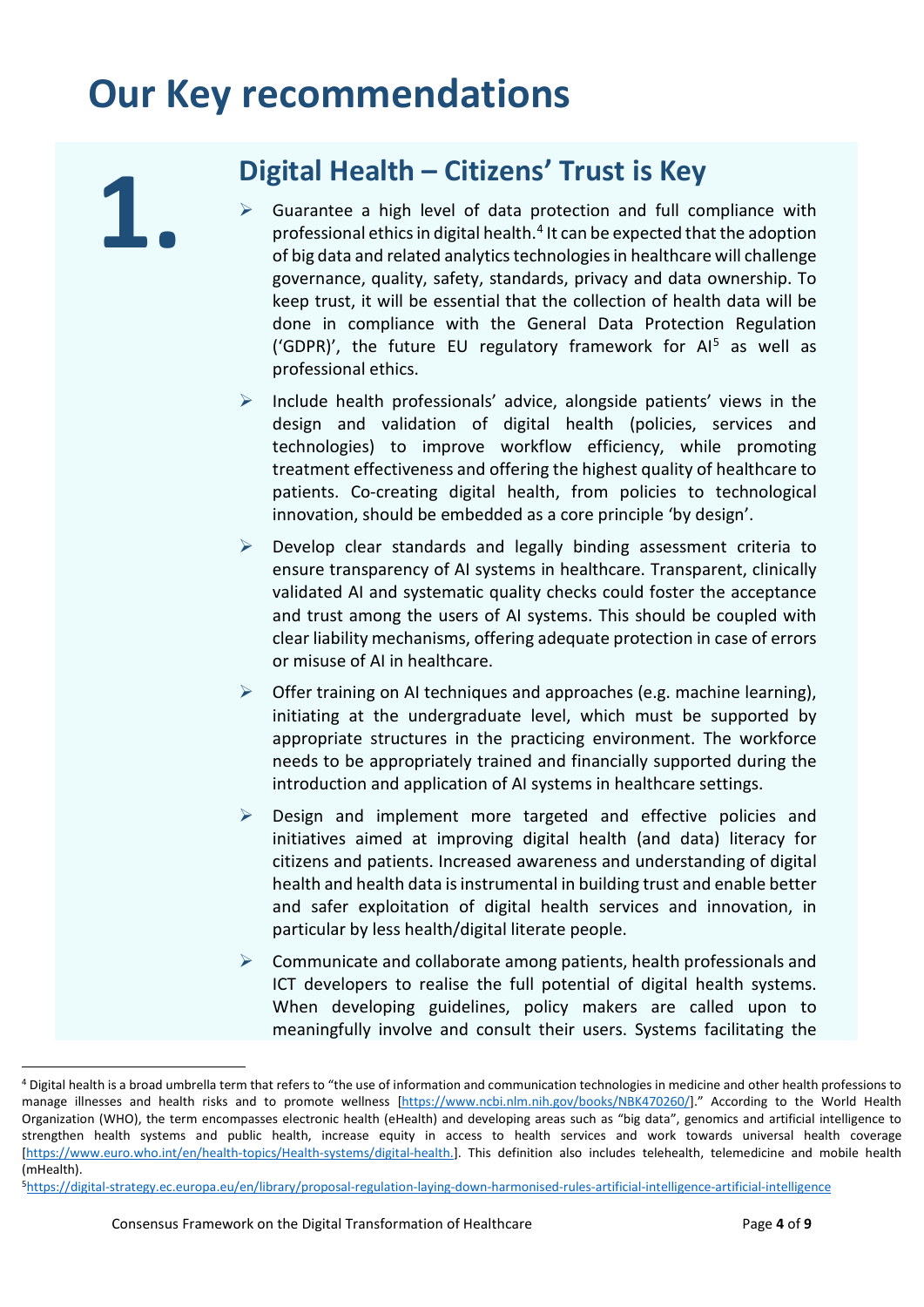# Our Key recommendations

## 1. Digital Health – Citizens' Trust is Key

- Guarantee a high level of data protection and full compliance with professional ethics in digital health.[4] It can be expected that the adoption of big data and related analytics technologies in healthcare will challenge governance, quality, safety, standards, privacy and data ownership. To keep trust, it will be essential that the collection of health data will be done in compliance with the General Data Protection Regulation ('GDPR)', the future EU regulatory framework for AI[5] as well as professional ethics.
- Include health professionals' advice, alongside patients' views in the design and validation of digital health (policies, services and technologies) to improve workflow efficiency, while promoting treatment effectiveness and offering the highest quality of healthcare to patients. Co-creating digital health, from policies to technological innovation, should be embedded as a core principle 'by design'.
- Develop clear standards and legally binding assessment criteria to ensure transparency of AI systems in healthcare. Transparent, clinically validated AI and systematic quality checks could foster the acceptance and trust among the users of AI systems. This should be coupled with clear liability mechanisms, offering adequate protection in case of errors or misuse of AI in healthcare.
- Offer training on AI techniques and approaches (e.g. machine learning), initiating at the undergraduate level, which must be supported by appropriate structures in the practicing environment. The workforce needs to be appropriately trained and financially supported during the introduction and application of AI systems in healthcare settings.
- Design and implement more targeted and effective policies and initiatives aimed at improving digital health (and data) literacy for citizens and patients. Increased awareness and understanding of digital health and health data is instrumental in building trust and enable better and safer exploitation of digital health services and innovation, in particular by less health/digital literate people.
- Communicate and collaborate among patients, health professionals and ICT developers to realise the full potential of digital health systems. When developing guidelines, policy makers are called upon to meaningfully involve and consult their users. Systems facilitating the

---

[4] Digital health is a broad umbrella term that refers to "the use of information and communication technologies in medicine and other health professions to manage illnesses and health risks and to promote wellness [https://www.ncbi.nlm.nih.gov/books/NBK470260/]." According to the World Health Organization (WHO), the term encompasses electronic health (eHealth) and developing areas such as "big data", genomics and artificial intelligence to strengthen health systems and public health, increase equity in access to health services and work towards universal health coverage [https://www.euro.who.int/en/health-topics/Health-systems/digital-health.]. This definition also includes telehealth, telemedicine and mobile health (mHealth).

[5] https://digital-strategy.ec.europa.eu/en/library/proposal-regulation-laying-down-harmonised-rules-artificial-intelligence-artificial-intelligence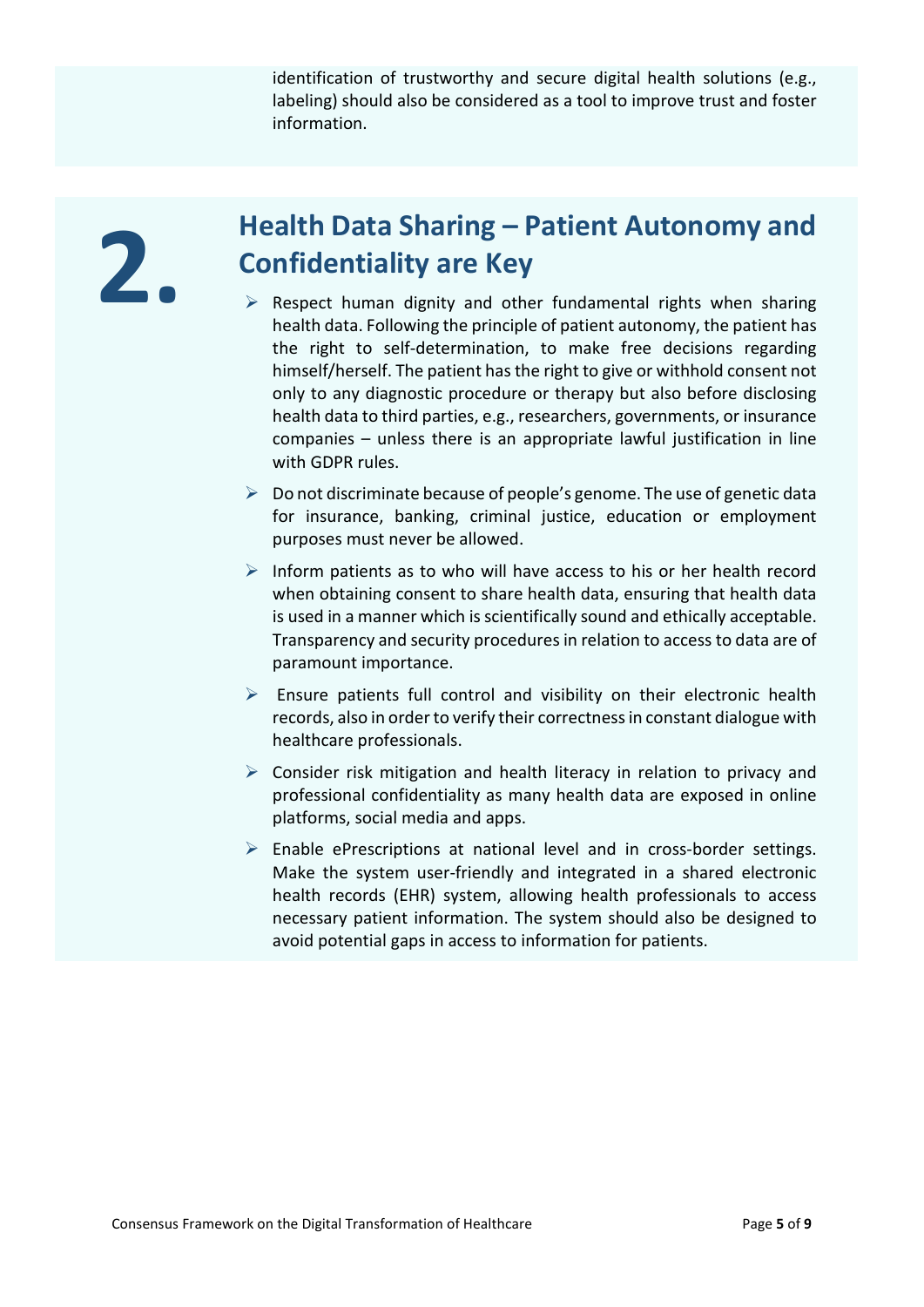identification of trustworthy and secure digital health solutions (e.g., labeling) should also be considered as a tool to improve trust and foster information.

## 2. Health Data Sharing – Patient Autonomy and Confidentiality are Key

- Respect human dignity and other fundamental rights when sharing health data. Following the principle of patient autonomy, the patient has the right to self-determination, to make free decisions regarding himself/herself. The patient has the right to give or withhold consent not only to any diagnostic procedure or therapy but also before disclosing health data to third parties, e.g., researchers, governments, or insurance companies – unless there is an appropriate lawful justification in line with GDPR rules.
- Do not discriminate because of people's genome. The use of genetic data for insurance, banking, criminal justice, education or employment purposes must never be allowed.
- Inform patients as to who will have access to his or her health record when obtaining consent to share health data, ensuring that health data is used in a manner which is scientifically sound and ethically acceptable. Transparency and security procedures in relation to access to data are of paramount importance.
- Ensure patients full control and visibility on their electronic health records, also in order to verify their correctness in constant dialogue with healthcare professionals.
- Consider risk mitigation and health literacy in relation to privacy and professional confidentiality as many health data are exposed in online platforms, social media and apps.
- Enable ePrescriptions at national level and in cross-border settings. Make the system user-friendly and integrated in a shared electronic health records (EHR) system, allowing health professionals to access necessary patient information. The system should also be designed to avoid potential gaps in access to information for patients.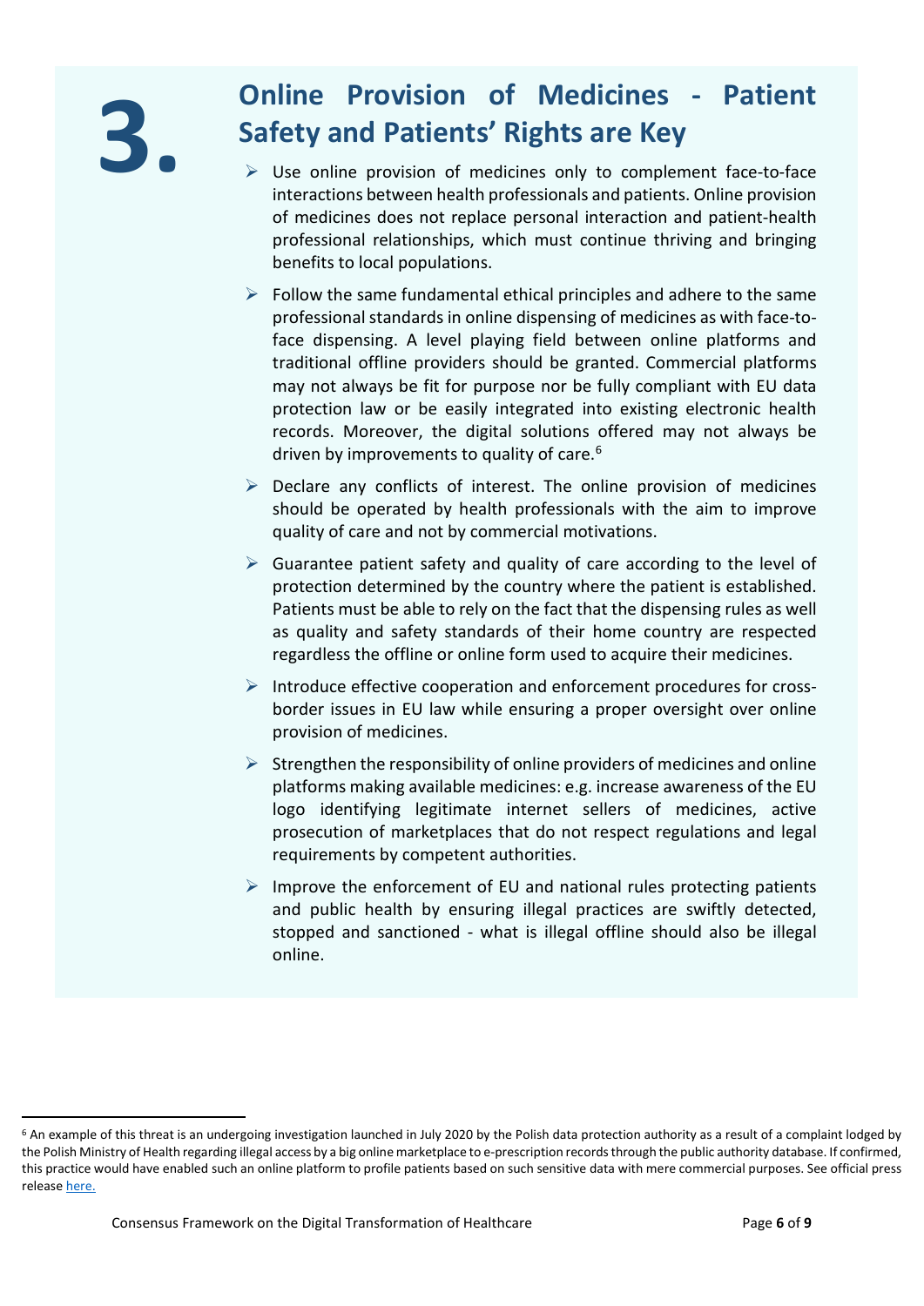## 3. Online Provision of Medicines - Patient Safety and Patients' Rights are Key

- Use online provision of medicines only to complement face-to-face interactions between health professionals and patients. Online provision of medicines does not replace personal interaction and patient-health professional relationships, which must continue thriving and bringing benefits to local populations.
- Follow the same fundamental ethical principles and adhere to the same professional standards in online dispensing of medicines as with face-to-face dispensing. A level playing field between online platforms and traditional offline providers should be granted. Commercial platforms may not always be fit for purpose nor be fully compliant with EU data protection law or be easily integrated into existing electronic health records. Moreover, the digital solutions offered may not always be driven by improvements to quality of care.[6]
- Declare any conflicts of interest. The online provision of medicines should be operated by health professionals with the aim to improve quality of care and not by commercial motivations.
- Guarantee patient safety and quality of care according to the level of protection determined by the country where the patient is established. Patients must be able to rely on the fact that the dispensing rules as well as quality and safety standards of their home country are respected regardless the offline or online form used to acquire their medicines.
- Introduce effective cooperation and enforcement procedures for cross-border issues in EU law while ensuring a proper oversight over online provision of medicines.
- Strengthen the responsibility of online providers of medicines and online platforms making available medicines: e.g. increase awareness of the EU logo identifying legitimate internet sellers of medicines, active prosecution of marketplaces that do not respect regulations and legal requirements by competent authorities.
- Improve the enforcement of EU and national rules protecting patients and public health by ensuring illegal practices are swiftly detected, stopped and sanctioned - what is illegal offline should also be illegal online.

---

[6] An example of this threat is an undergoing investigation launched in July 2020 by the Polish data protection authority as a result of a complaint lodged by the Polish Ministry of Health regarding illegal access by a big online marketplace to e-prescription records through the public authority database. If confirmed, this practice would have enabled such an online platform to profile patients based on such sensitive data with mere commercial purposes. See official press release here.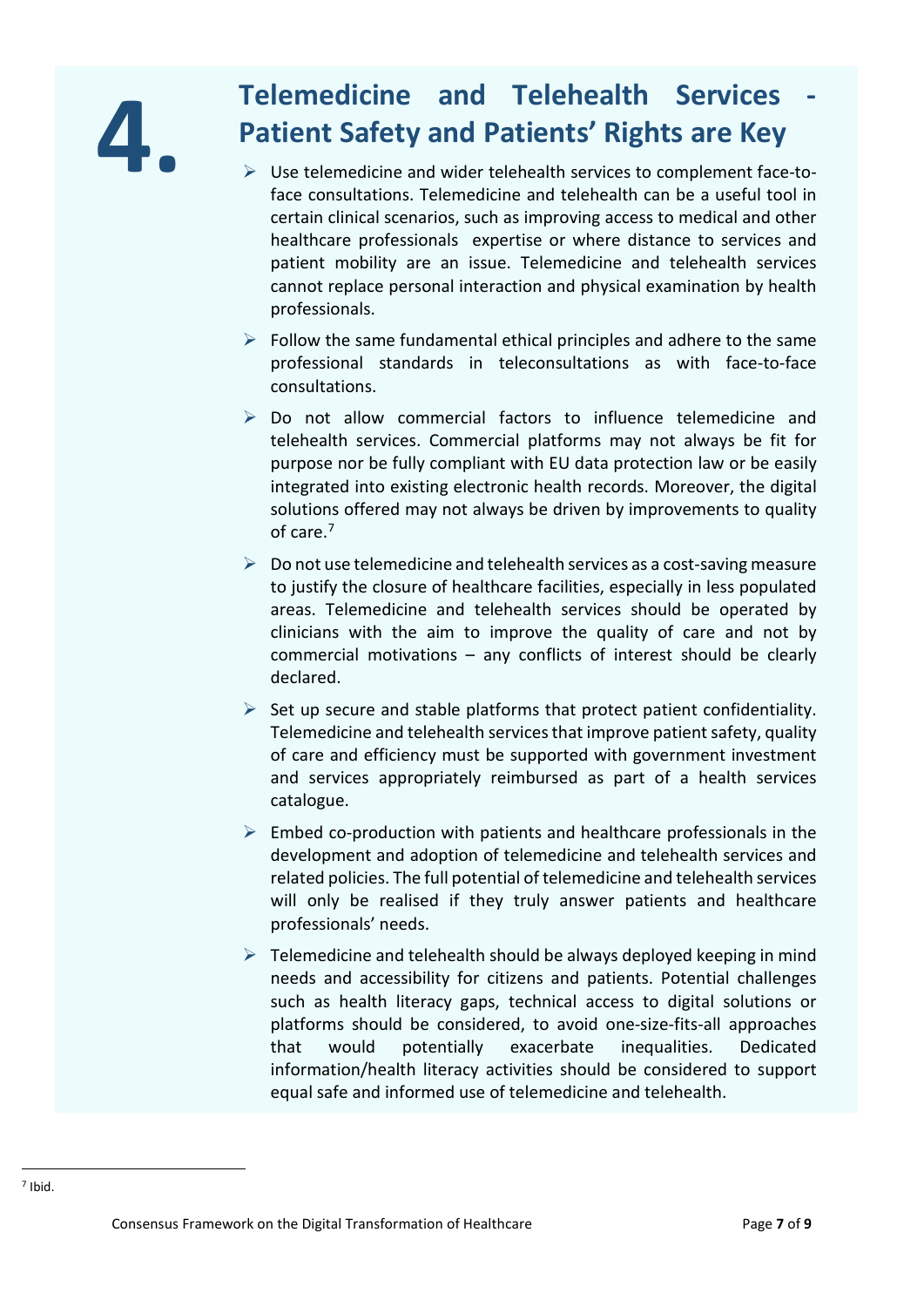# 4. Telemedicine and Telehealth Services - Patient Safety and Patients' Rights are Key

- Use telemedicine and wider telehealth services to complement face-to-face consultations. Telemedicine and telehealth can be a useful tool in certain clinical scenarios, such as improving access to medical and other healthcare professionals expertise or where distance to services and patient mobility are an issue. Telemedicine and telehealth services cannot replace personal interaction and physical examination by health professionals.
- Follow the same fundamental ethical principles and adhere to the same professional standards in teleconsultations as with face-to-face consultations.
- Do not allow commercial factors to influence telemedicine and telehealth services. Commercial platforms may not always be fit for purpose nor be fully compliant with EU data protection law or be easily integrated into existing electronic health records. Moreover, the digital solutions offered may not always be driven by improvements to quality of care.[7]
- Do not use telemedicine and telehealth services as a cost-saving measure to justify the closure of healthcare facilities, especially in less populated areas. Telemedicine and telehealth services should be operated by clinicians with the aim to improve the quality of care and not by commercial motivations – any conflicts of interest should be clearly declared.
- Set up secure and stable platforms that protect patient confidentiality. Telemedicine and telehealth services that improve patient safety, quality of care and efficiency must be supported with government investment and services appropriately reimbursed as part of a health services catalogue.
- Embed co-production with patients and healthcare professionals in the development and adoption of telemedicine and telehealth services and related policies. The full potential of telemedicine and telehealth services will only be realised if they truly answer patients and healthcare professionals' needs.
- Telemedicine and telehealth should be always deployed keeping in mind needs and accessibility for citizens and patients. Potential challenges such as health literacy gaps, technical access to digital solutions or platforms should be considered, to avoid one-size-fits-all approaches that would potentially exacerbate inequalities. Dedicated information/health literacy activities should be considered to support equal safe and informed use of telemedicine and telehealth.

[7] Ibid.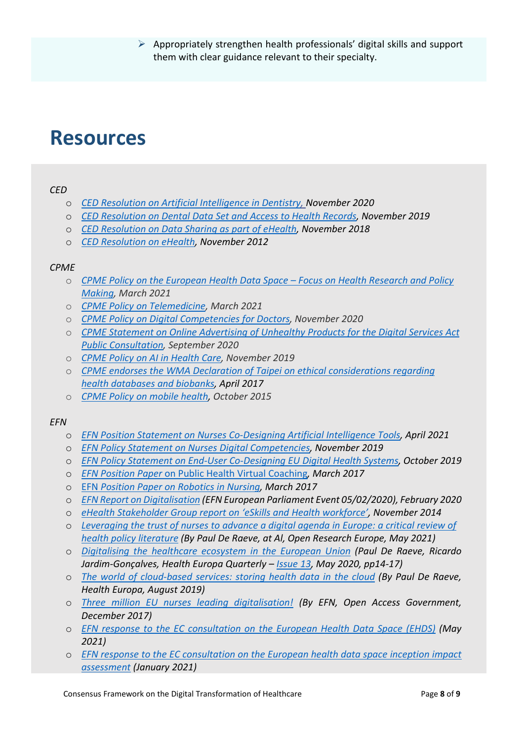- Appropriately strengthen health professionals' digital skills and support them with clear guidance relevant to their specialty.

# Resources

*CED*

- *CED Resolution on Artificial Intelligence in Dentistry, November 2020*
- *CED Resolution on Dental Data Set and Access to Health Records, November 2019*
- *CED Resolution on Data Sharing as part of eHealth, November 2018*
- *CED Resolution on eHealth, November 2012*

*CPME*

- *CPME Policy on the European Health Data Space – Focus on Health Research and Policy Making, March 2021*
- *CPME Policy on Telemedicine, March 2021*
- *CPME Policy on Digital Competencies for Doctors, November 2020*
- *CPME Statement on Online Advertising of Unhealthy Products for the Digital Services Act Public Consultation, September 2020*
- *CPME Policy on AI in Health Care, November 2019*
- *CPME endorses the WMA Declaration of Taipei on ethical considerations regarding health databases and biobanks, April 2017*
- *CPME Policy on mobile health, October 2015*

*EFN*

- *EFN Position Statement on Nurses Co-Designing Artificial Intelligence Tools, April 2021*
- *EFN Policy Statement on Nurses Digital Competencies, November 2019*
- *EFN Policy Statement on End-User Co-Designing EU Digital Health Systems, October 2019*
- *EFN Position Paper* on Public Health Virtual Coaching*, March 2017*
- EFN *Position Paper on Robotics in Nursing, March 2017*
- *EFN Report on Digitalisation (EFN European Parliament Event 05/02/2020), February 2020*
- *eHealth Stakeholder Group report on 'eSkills and Health workforce', November 2014*
- *Leveraging the trust of nurses to advance a digital agenda in Europe: a critical review of health policy literature (By Paul De Raeve, at Al, Open Research Europe, May 2021)*
- *Digitalising the healthcare ecosystem in the European Union (Paul De Raeve, Ricardo Jardim-Gonçalves, Health Europa Quarterly – Issue 13, May 2020, pp14-17)*
- *The world of cloud-based services: storing health data in the cloud (By Paul De Raeve, Health Europa, August 2019)*
- *Three million EU nurses leading digitalisation! (By EFN, Open Access Government, December 2017)*
- *EFN response to the EC consultation on the European Health Data Space (EHDS) (May 2021)*
- *EFN response to the EC consultation on the European health data space inception impact assessment (January 2021)*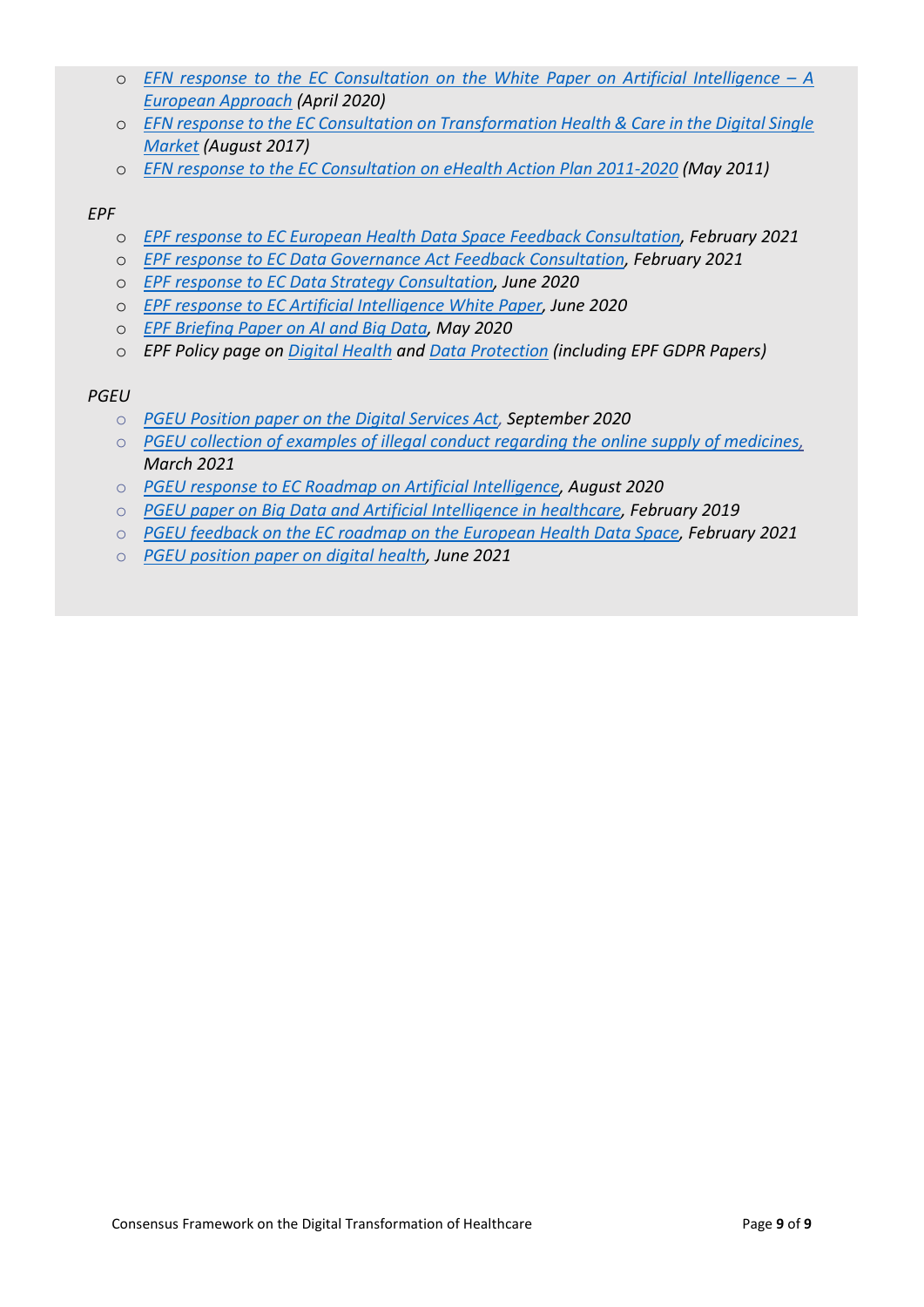- *EFN response to the EC Consultation on the White Paper on Artificial Intelligence – A European Approach (April 2020)*
- *EFN response to the EC Consultation on Transformation Health & Care in the Digital Single Market (August 2017)*
- *EFN response to the EC Consultation on eHealth Action Plan 2011-2020 (May 2011)*

*EPF*

- *EPF response to EC European Health Data Space Feedback Consultation, February 2021*
- *EPF response to EC Data Governance Act Feedback Consultation, February 2021*
- *EPF response to EC Data Strategy Consultation, June 2020*
- *EPF response to EC Artificial Intelligence White Paper, June 2020*
- *EPF Briefing Paper on AI and Big Data, May 2020*
- *EPF Policy page on Digital Health and Data Protection (including EPF GDPR Papers)*

*PGEU*

- *PGEU Position paper on the Digital Services Act, September 2020*
- *PGEU collection of examples of illegal conduct regarding the online supply of medicines, March 2021*
- *PGEU response to EC Roadmap on Artificial Intelligence, August 2020*
- *PGEU paper on Big Data and Artificial Intelligence in healthcare, February 2019*
- *PGEU feedback on the EC roadmap on the European Health Data Space, February 2021*
- *PGEU position paper on digital health, June 2021*